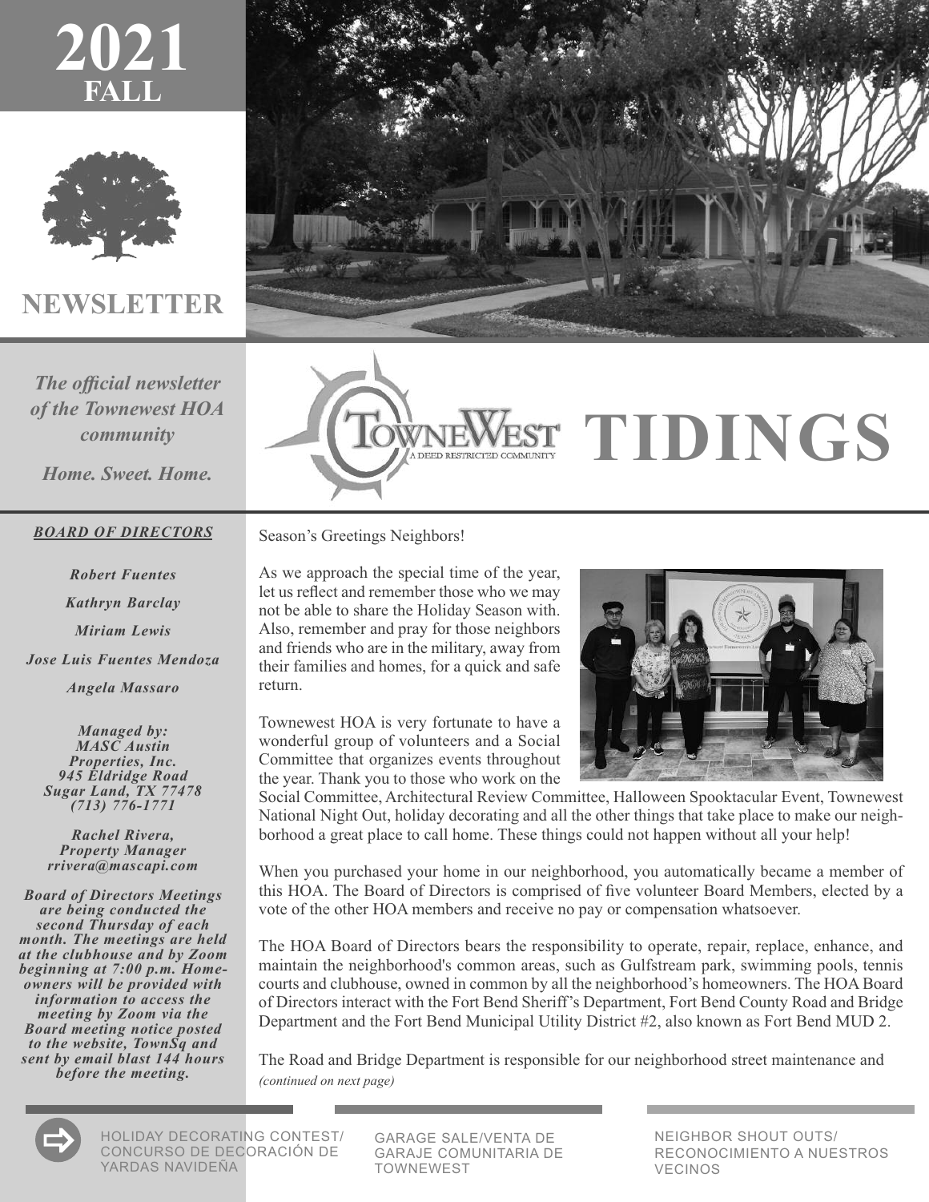# 2021 FALL

## NEWSLETTER

*The official newsletter of the Townewest HOA community*

*Home. Sweet. Home.*

# TOWNEWEST TIDINGS

A DEED RESTRICTED COMMUNITY

***BOARD OF DIRECTORS***

***Robert Fuentes***

***Kathryn Barclay***

***Miriam Lewis***

***Jose Luis Fuentes Mendoza***

***Angela Massaro***

***Managed by:***
***MASC Austin Properties, Inc.***
***945 Eldridge Road***
***Sugar Land, TX 77478***
***(713) 776-1771***

***Rachel Rivera,***
***Property Manager***
***rrivera@mascapi.com***

***Board of Directors Meetings are being conducted the second Thursday of each month. The meetings are held at the clubhouse and by Zoom beginning at 7:00 p.m. Homeowners will be provided with information to access the meeting by Zoom via the Board meeting notice posted to the website, TownSq and sent by email blast 144 hours before the meeting.***

Season's Greetings Neighbors!

As we approach the special time of the year, let us reflect and remember those who we may not be able to share the Holiday Season with. Also, remember and pray for those neighbors and friends who are in the military, away from their families and homes, for a quick and safe return.

Townewest HOA is very fortunate to have a wonderful group of volunteers and a Social Committee that organizes events throughout the year. Thank you to those who work on the Social Committee, Architectural Review Committee, Halloween Spooktacular Event, Townewest National Night Out, holiday decorating and all the other things that take place to make our neighborhood a great place to call home. These things could not happen without all your help!

When you purchased your home in our neighborhood, you automatically became a member of this HOA. The Board of Directors is comprised of five volunteer Board Members, elected by a vote of the other HOA members and receive no pay or compensation whatsoever.

The HOA Board of Directors bears the responsibility to operate, repair, replace, enhance, and maintain the neighborhood's common areas, such as Gulfstream park, swimming pools, tennis courts and clubhouse, owned in common by all the neighborhood's homeowners. The HOA Board of Directors interact with the Fort Bend Sheriff's Department, Fort Bend County Road and Bridge Department and the Fort Bend Municipal Utility District #2, also known as Fort Bend MUD 2.

The Road and Bridge Department is responsible for our neighborhood street maintenance and

*(continued on next page)*

HOLIDAY DECORATING CONTEST/ CONCURSO DE DECORACIÓN DE YARDAS NAVIDEÑA

GARAGE SALE/VENTA DE GARAJE COMUNITARIA DE TOWNEWEST

NEIGHBOR SHOUT OUTS/ RECONOCIMIENTO A NUESTROS VECINOS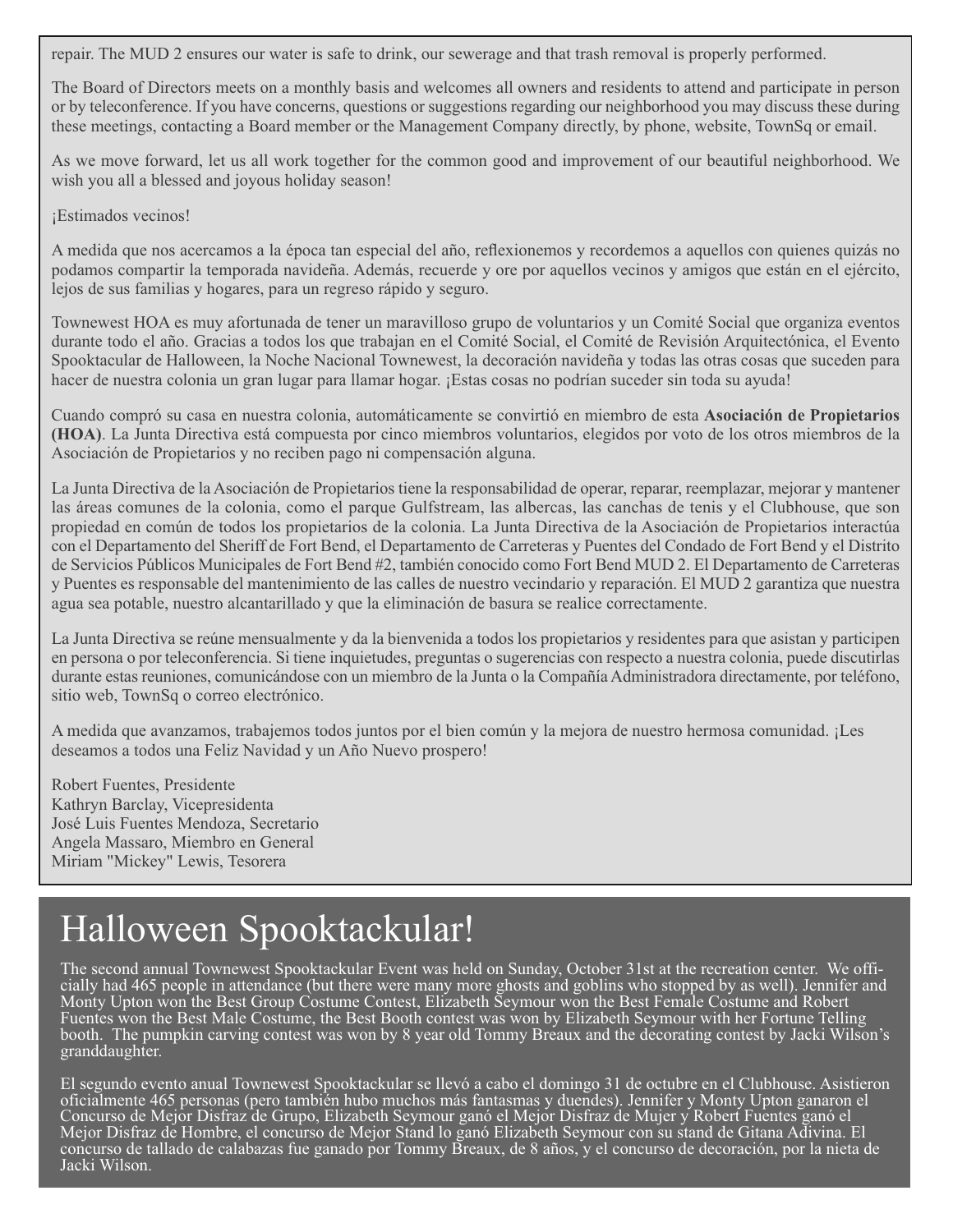repair. The MUD 2 ensures our water is safe to drink, our sewerage and that trash removal is properly performed.

The Board of Directors meets on a monthly basis and welcomes all owners and residents to attend and participate in person or by teleconference. If you have concerns, questions or suggestions regarding our neighborhood you may discuss these during these meetings, contacting a Board member or the Management Company directly, by phone, website, TownSq or email.

As we move forward, let us all work together for the common good and improvement of our beautiful neighborhood. We wish you all a blessed and joyous holiday season!

¡Estimados vecinos!

A medida que nos acercamos a la época tan especial del año, reflexionemos y recordemos a aquellos con quienes quizás no podamos compartir la temporada navideña. Además, recuerde y ore por aquellos vecinos y amigos que están en el ejército, lejos de sus familias y hogares, para un regreso rápido y seguro.

Townewest HOA es muy afortunada de tener un maravilloso grupo de voluntarios y un Comité Social que organiza eventos durante todo el año. Gracias a todos los que trabajan en el Comité Social, el Comité de Revisión Arquitectónica, el Evento Spooktacular de Halloween, la Noche Nacional Townewest, la decoración navideña y todas las otras cosas que suceden para hacer de nuestra colonia un gran lugar para llamar hogar. ¡Estas cosas no podrían suceder sin toda su ayuda!

Cuando compró su casa en nuestra colonia, automáticamente se convirtió en miembro de esta **Asociación de Propietarios (HOA)**. La Junta Directiva está compuesta por cinco miembros voluntarios, elegidos por voto de los otros miembros de la Asociación de Propietarios y no reciben pago ni compensación alguna.

La Junta Directiva de la Asociación de Propietarios tiene la responsabilidad de operar, reparar, reemplazar, mejorar y mantener las áreas comunes de la colonia, como el parque Gulfstream, las albercas, las canchas de tenis y el Clubhouse, que son propiedad en común de todos los propietarios de la colonia. La Junta Directiva de la Asociación de Propietarios interactúa con el Departamento del Sheriff de Fort Bend, el Departamento de Carreteras y Puentes del Condado de Fort Bend y el Distrito de Servicios Públicos Municipales de Fort Bend #2, también conocido como Fort Bend MUD 2. El Departamento de Carreteras y Puentes es responsable del mantenimiento de las calles de nuestro vecindario y reparación. El MUD 2 garantiza que nuestra agua sea potable, nuestro alcantarillado y que la eliminación de basura se realice correctamente.

La Junta Directiva se reúne mensualmente y da la bienvenida a todos los propietarios y residentes para que asistan y participen en persona o por teleconferencia. Si tiene inquietudes, preguntas o sugerencias con respecto a nuestra colonia, puede discutirlas durante estas reuniones, comunicándose con un miembro de la Junta o la Compañía Administradora directamente, por teléfono, sitio web, TownSq o correo electrónico.

A medida que avanzamos, trabajemos todos juntos por el bien común y la mejora de nuestro hermosa comunidad. ¡Les deseamos a todos una Feliz Navidad y un Año Nuevo prospero!

Robert Fuentes, Presidente
Kathryn Barclay, Vicepresidenta
José Luis Fuentes Mendoza, Secretario
Angela Massaro, Miembro en General
Miriam "Mickey" Lewis, Tesorera

# Halloween Spooktackular!

The second annual Townewest Spooktackular Event was held on Sunday, October 31st at the recreation center. We officially had 465 people in attendance (but there were many more ghosts and goblins who stopped by as well). Jennifer and Monty Upton won the Best Group Costume Contest, Elizabeth Seymour won the Best Female Costume and Robert Fuentes won the Best Male Costume, the Best Booth contest was won by Elizabeth Seymour with her Fortune Telling booth. The pumpkin carving contest was won by 8 year old Tommy Breaux and the decorating contest by Jacki Wilson's granddaughter.

El segundo evento anual Townewest Spooktackular se llevó a cabo el domingo 31 de octubre en el Clubhouse. Asistieron oficialmente 465 personas (pero también hubo muchos más fantasmas y duendes). Jennifer y Monty Upton ganaron el Concurso de Mejor Disfraz de Grupo, Elizabeth Seymour ganó el Mejor Disfraz de Mujer y Robert Fuentes ganó el Mejor Disfraz de Hombre, el concurso de Mejor Stand lo ganó Elizabeth Seymour con su stand de Gitana Adivina. El concurso de tallado de calabazas fue ganado por Tommy Breaux, de 8 años, y el concurso de decoración, por la nieta de Jacki Wilson.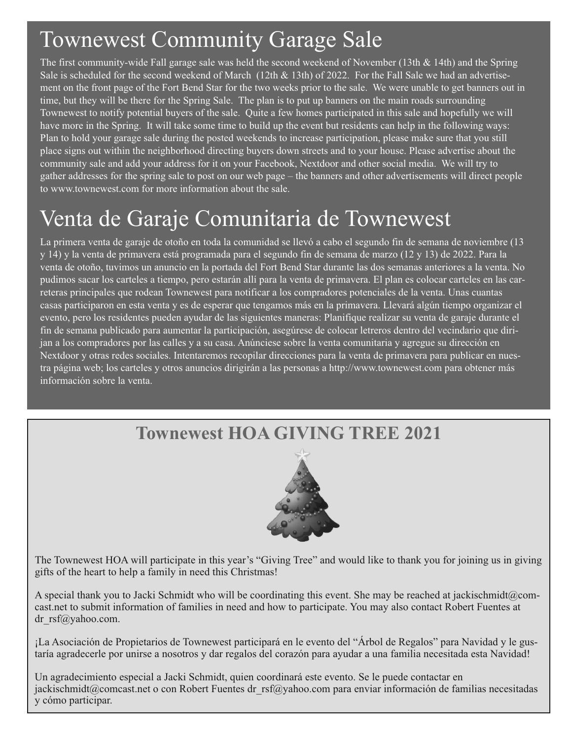# Townewest Community Garage Sale

The first community-wide Fall garage sale was held the second weekend of November (13th & 14th) and the Spring Sale is scheduled for the second weekend of March (12th & 13th) of 2022. For the Fall Sale we had an advertisement on the front page of the Fort Bend Star for the two weeks prior to the sale. We were unable to get banners out in time, but they will be there for the Spring Sale. The plan is to put up banners on the main roads surrounding Townewest to notify potential buyers of the sale. Quite a few homes participated in this sale and hopefully we will have more in the Spring. It will take some time to build up the event but residents can help in the following ways: Plan to hold your garage sale during the posted weekends to increase participation, please make sure that you still place signs out within the neighborhood directing buyers down streets and to your house. Please advertise about the community sale and add your address for it on your Facebook, Nextdoor and other social media. We will try to gather addresses for the spring sale to post on our web page – the banners and other advertisements will direct people to www.townewest.com for more information about the sale.

# Venta de Garaje Comunitaria de Townewest

La primera venta de garaje de otoño en toda la comunidad se llevó a cabo el segundo fin de semana de noviembre (13 y 14) y la venta de primavera está programada para el segundo fin de semana de marzo (12 y 13) de 2022. Para la venta de otoño, tuvimos un anuncio en la portada del Fort Bend Star durante las dos semanas anteriores a la venta. No pudimos sacar los carteles a tiempo, pero estarán allí para la venta de primavera. El plan es colocar carteles en las carreteras principales que rodean Townewest para notificar a los compradores potenciales de la venta. Unas cuantas casas participaron en esta venta y es de esperar que tengamos más en la primavera. Llevará algún tiempo organizar el evento, pero los residentes pueden ayudar de las siguientes maneras: Planifique realizar su venta de garaje durante el fin de semana publicado para aumentar la participación, asegúrese de colocar letreros dentro del vecindario que dirijan a los compradores por las calles y a su casa. Anúnciese sobre la venta comunitaria y agregue su dirección en Nextdoor y otras redes sociales. Intentaremos recopilar direcciones para la venta de primavera para publicar en nuestra página web; los carteles y otros anuncios dirigirán a las personas a http://www.townewest.com para obtener más información sobre la venta.

## Townewest HOA GIVING TREE 2021

The Townewest HOA will participate in this year's "Giving Tree" and would like to thank you for joining us in giving gifts of the heart to help a family in need this Christmas!

A special thank you to Jacki Schmidt who will be coordinating this event. She may be reached at jackischmidt@comcast.net to submit information of families in need and how to participate. You may also contact Robert Fuentes at dr_rsf@yahoo.com.

¡La Asociación de Propietarios de Townewest participará en le evento del "Árbol de Regalos" para Navidad y le gustaría agradecerle por unirse a nosotros y dar regalos del corazón para ayudar a una familia necesitada esta Navidad!

Un agradecimiento especial a Jacki Schmidt, quien coordinará este evento. Se le puede contactar en jackischmidt@comcast.net o con Robert Fuentes dr_rsf@yahoo.com para enviar información de familias necesitadas y cómo participar.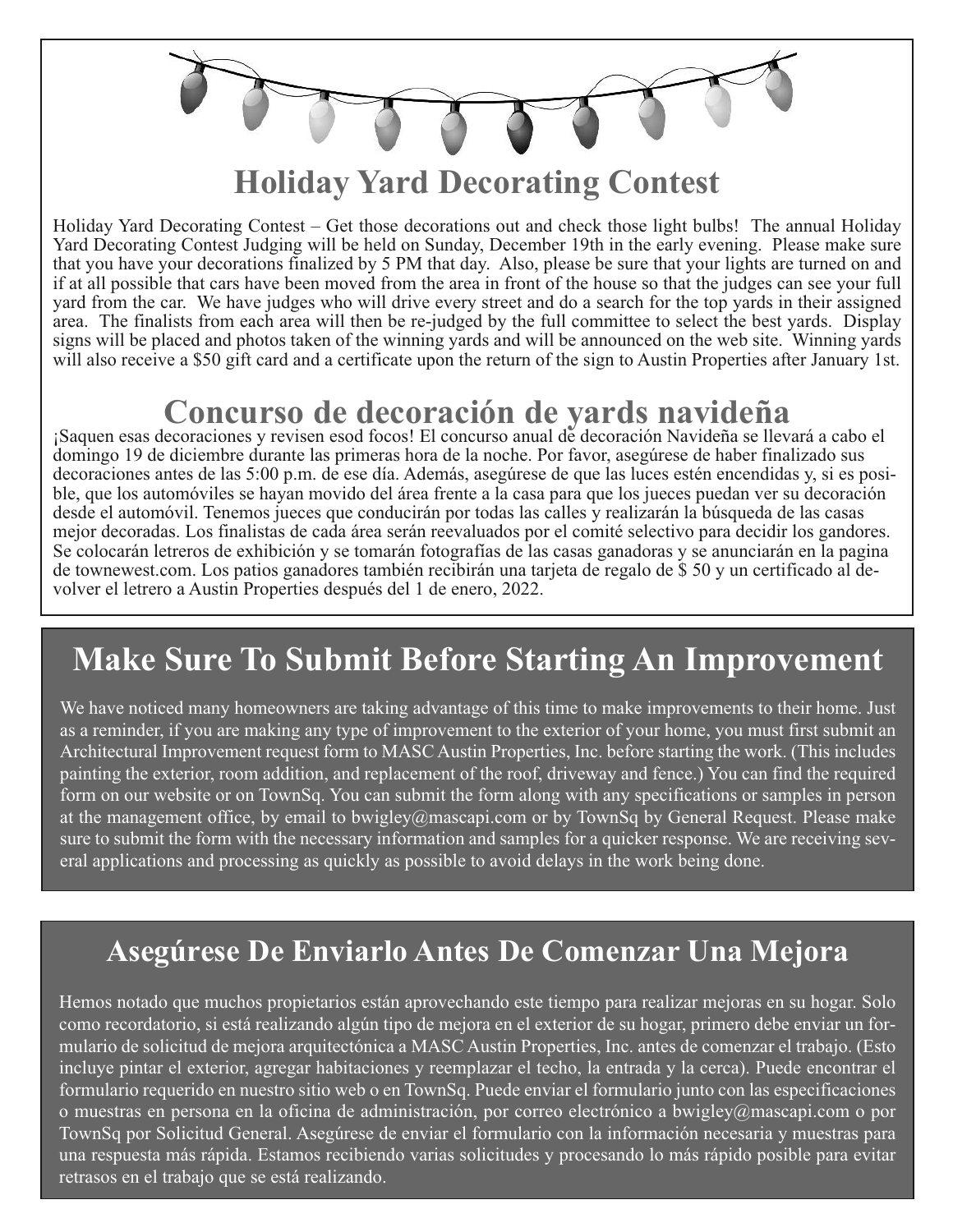## Holiday Yard Decorating Contest

Holiday Yard Decorating Contest – Get those decorations out and check those light bulbs! The annual Holiday Yard Decorating Contest Judging will be held on Sunday, December 19th in the early evening. Please make sure that you have your decorations finalized by 5 PM that day. Also, please be sure that your lights are turned on and if at all possible that cars have been moved from the area in front of the house so that the judges can see your full yard from the car. We have judges who will drive every street and do a search for the top yards in their assigned area. The finalists from each area will then be re-judged by the full committee to select the best yards. Display signs will be placed and photos taken of the winning yards and will be announced on the web site. Winning yards will also receive a $50 gift card and a certificate upon the return of the sign to Austin Properties after January 1st.

## Concurso de decoración de yards navideña

¡Saquen esas decoraciones y revisen esod focos! El concurso anual de decoración Navideña se llevará a cabo el domingo 19 de diciembre durante las primeras hora de la noche. Por favor, asegúrese de haber finalizado sus decoraciones antes de las 5:00 p.m. de ese día. Además, asegúrese de que las luces estén encendidas y, si es posible, que los automóviles se hayan movido del área frente a la casa para que los jueces puedan ver su decoración desde el automóvil. Tenemos jueces que conducirán por todas las calles y realizarán la búsqueda de las casas mejor decoradas. Los finalistas de cada área serán reevaluados por el comité selectivo para decidir los gandores. Se colocarán letreros de exhibición y se tomarán fotografías de las casas ganadoras y se anunciarán en la pagina de townewest.com. Los patios ganadores también recibirán una tarjeta de regalo de $ 50 y un certificado al devolver el letrero a Austin Properties después del 1 de enero, 2022.

## Make Sure To Submit Before Starting An Improvement

We have noticed many homeowners are taking advantage of this time to make improvements to their home. Just as a reminder, if you are making any type of improvement to the exterior of your home, you must first submit an Architectural Improvement request form to MASC Austin Properties, Inc. before starting the work. (This includes painting the exterior, room addition, and replacement of the roof, driveway and fence.) You can find the required form on our website or on TownSq. You can submit the form along with any specifications or samples in person at the management office, by email to bwigley@mascapi.com or by TownSq by General Request. Please make sure to submit the form with the necessary information and samples for a quicker response. We are receiving several applications and processing as quickly as possible to avoid delays in the work being done.

## Asegúrese De Enviarlo Antes De Comenzar Una Mejora

Hemos notado que muchos propietarios están aprovechando este tiempo para realizar mejoras en su hogar. Solo como recordatorio, si está realizando algún tipo de mejora en el exterior de su hogar, primero debe enviar un formulario de solicitud de mejora arquitectónica a MASC Austin Properties, Inc. antes de comenzar el trabajo. (Esto incluye pintar el exterior, agregar habitaciones y reemplazar el techo, la entrada y la cerca). Puede encontrar el formulario requerido en nuestro sitio web o en TownSq. Puede enviar el formulario junto con las especificaciones o muestras en persona en la oficina de administración, por correo electrónico a bwigley@mascapi.com o por TownSq por Solicitud General. Asegúrese de enviar el formulario con la información necesaria y muestras para una respuesta más rápida. Estamos recibiendo varias solicitudes y procesando lo más rápido posible para evitar retrasos en el trabajo que se está realizando.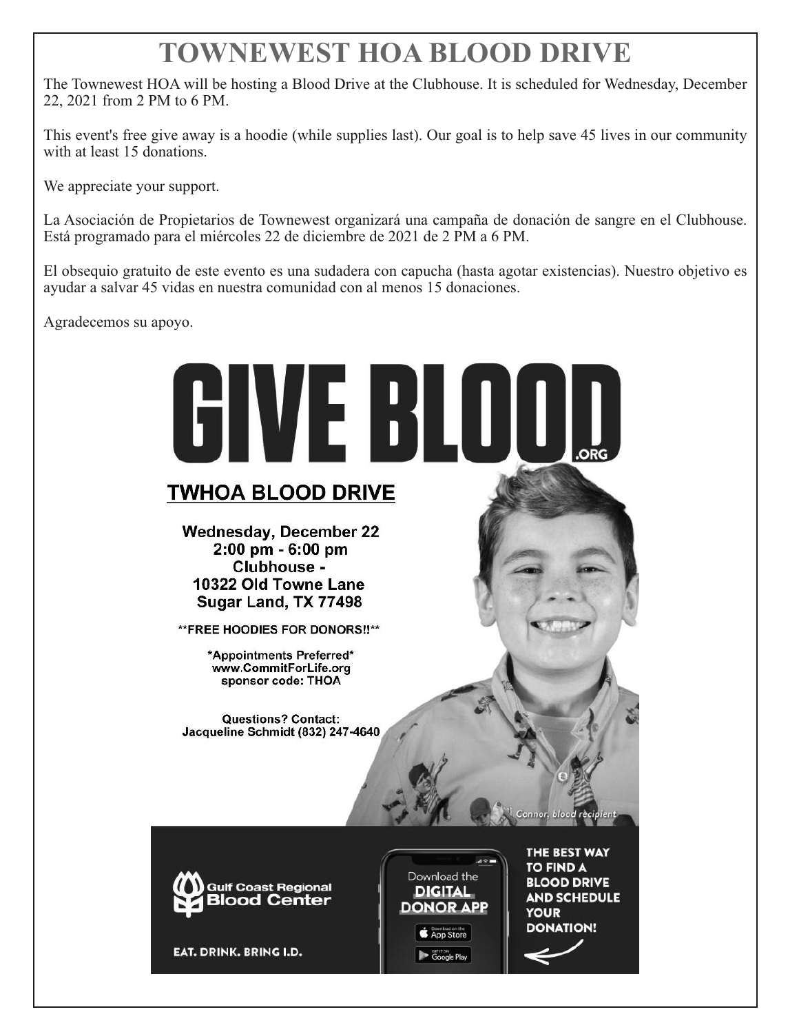# TOWNEWEST HOA BLOOD DRIVE

The Townewest HOA will be hosting a Blood Drive at the Clubhouse. It is scheduled for Wednesday, December 22, 2021 from 2 PM to 6 PM.

This event's free give away is a hoodie (while supplies last). Our goal is to help save 45 lives in our community with at least 15 donations.

We appreciate your support.

La Asociación de Propietarios de Townewest organizará una campaña de donación de sangre en el Clubhouse. Está programado para el miércoles 22 de diciembre de 2021 de 2 PM a 6 PM.

El obsequio gratuito de este evento es una sudadera con capucha (hasta agotar existencias). Nuestro objetivo es ayudar a salvar 45 vidas en nuestra comunidad con al menos 15 donaciones.

Agradecemos su apoyo.

# GIVE BLOOD.ORG

## TWHOA BLOOD DRIVE

**Wednesday, December 22**
**2:00 pm - 6:00 pm**
**Clubhouse -**
**10322 Old Towne Lane**
**Sugar Land, TX 77498**

**FREE HOODIES FOR DONORS!!**

*Appointments Preferred*
www.CommitForLife.org
sponsor code: THOA

Questions? Contact:
Jacqueline Schmidt (832) 247-4640

*Connor, blood recipient*

Gulf Coast Regional Blood Center

EAT. DRINK. BRING I.D.

Download the DIGITAL DONOR APP

App Store

Google Play

THE BEST WAY TO FIND A BLOOD DRIVE AND SCHEDULE YOUR DONATION!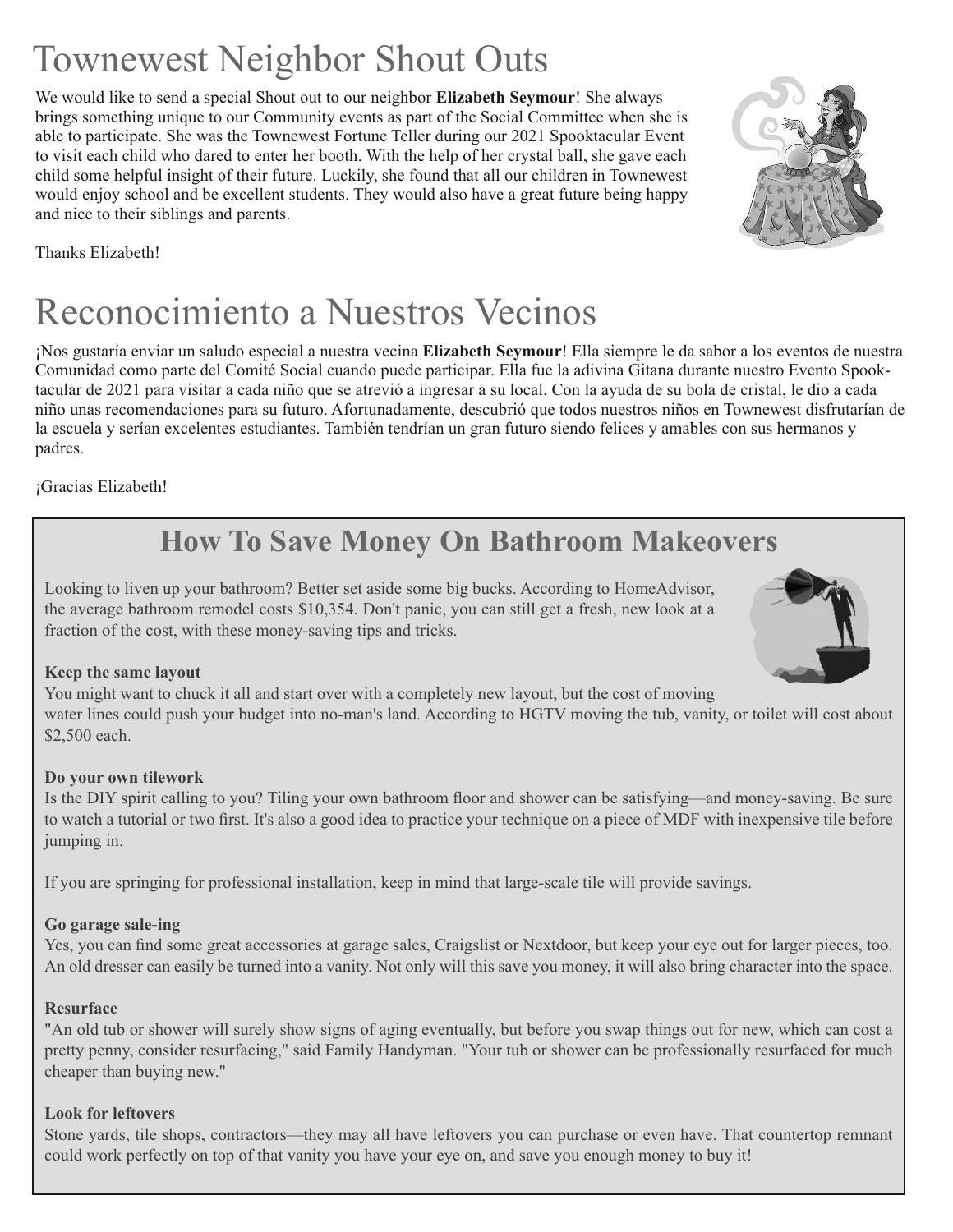# Townewest Neighbor Shout Outs

We would like to send a special Shout out to our neighbor **Elizabeth Seymour**! She always brings something unique to our Community events as part of the Social Committee when she is able to participate. She was the Townewest Fortune Teller during our 2021 Spooktacular Event to visit each child who dared to enter her booth. With the help of her crystal ball, she gave each child some helpful insight of their future. Luckily, she found that all our children in Townewest would enjoy school and be excellent students. They would also have a great future being happy and nice to their siblings and parents.

Thanks Elizabeth!

# Reconocimiento a Nuestros Vecinos

¡Nos gustaría enviar un saludo especial a nuestra vecina **Elizabeth Seymour**! Ella siempre le da sabor a los eventos de nuestra Comunidad como parte del Comité Social cuando puede participar. Ella fue la adivina Gitana durante nuestro Evento Spooktacular de 2021 para visitar a cada niño que se atrevió a ingresar a su local. Con la ayuda de su bola de cristal, le dio a cada niño unas recomendaciones para su futuro. Afortunadamente, descubrió que todos nuestros niños en Townewest disfrutarían de la escuela y serían excelentes estudiantes. También tendrían un gran futuro siendo felices y amables con sus hermanos y padres.

¡Gracias Elizabeth!

## How To Save Money On Bathroom Makeovers

Looking to liven up your bathroom? Better set aside some big bucks. According to HomeAdvisor, the average bathroom remodel costs $10,354. Don't panic, you can still get a fresh, new look at a fraction of the cost, with these money-saving tips and tricks.

**Keep the same layout**

You might want to chuck it all and start over with a completely new layout, but the cost of moving water lines could push your budget into no-man's land. According to HGTV moving the tub, vanity, or toilet will cost about $2,500 each.

**Do your own tilework**

Is the DIY spirit calling to you? Tiling your own bathroom floor and shower can be satisfying—and money-saving. Be sure to watch a tutorial or two first. It's also a good idea to practice your technique on a piece of MDF with inexpensive tile before jumping in.

If you are springing for professional installation, keep in mind that large-scale tile will provide savings.

**Go garage sale-ing**

Yes, you can find some great accessories at garage sales, Craigslist or Nextdoor, but keep your eye out for larger pieces, too. An old dresser can easily be turned into a vanity. Not only will this save you money, it will also bring character into the space.

**Resurface**

"An old tub or shower will surely show signs of aging eventually, but before you swap things out for new, which can cost a pretty penny, consider resurfacing," said Family Handyman. "Your tub or shower can be professionally resurfaced for much cheaper than buying new."

**Look for leftovers**

Stone yards, tile shops, contractors—they may all have leftovers you can purchase or even have. That countertop remnant could work perfectly on top of that vanity you have your eye on, and save you enough money to buy it!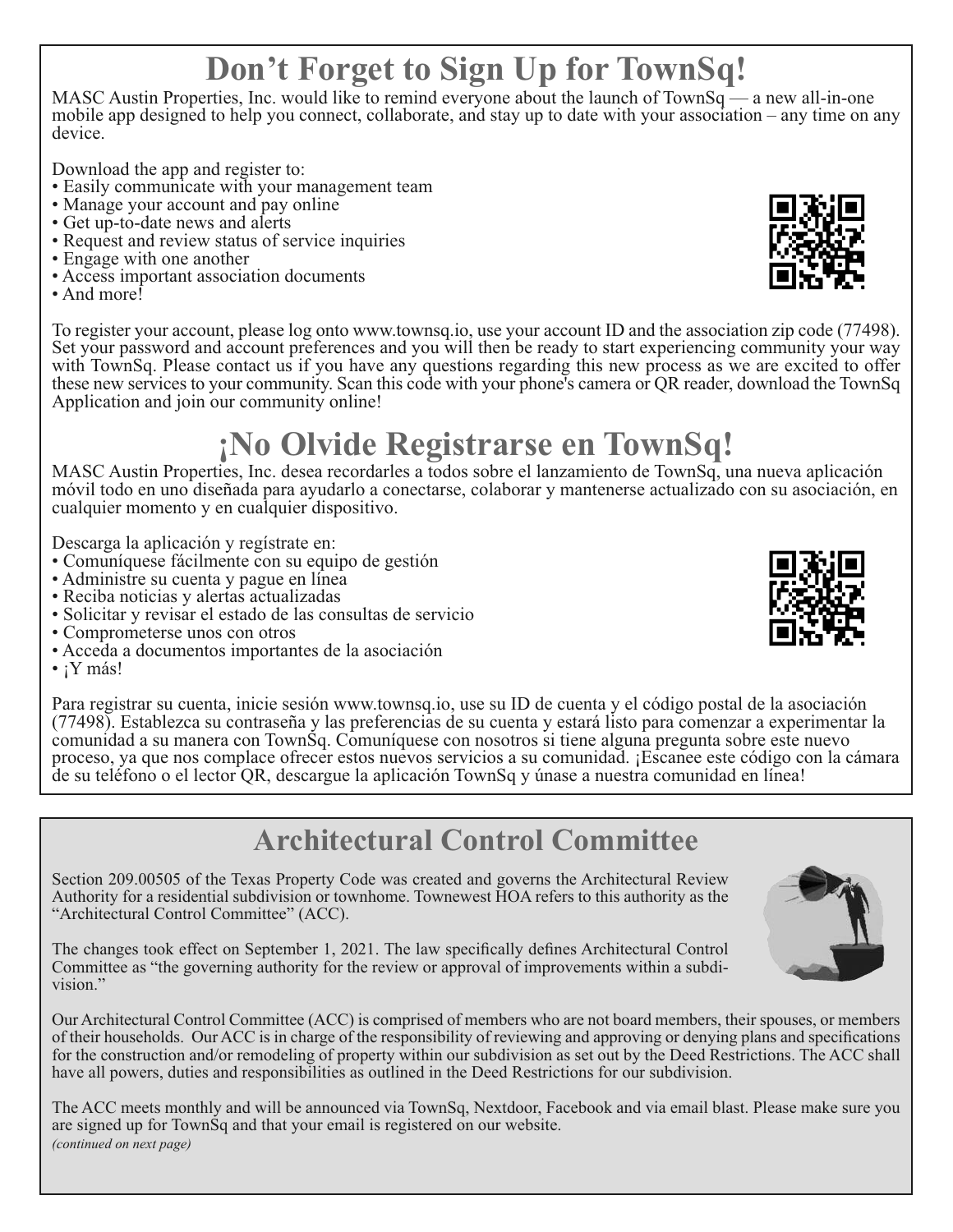# Don't Forget to Sign Up for TownSq!

MASC Austin Properties, Inc. would like to remind everyone about the launch of TownSq — a new all-in-one mobile app designed to help you connect, collaborate, and stay up to date with your association – any time on any device.

Download the app and register to:

- Easily communicate with your management team
- Manage your account and pay online
- Get up-to-date news and alerts
- Request and review status of service inquiries
- Engage with one another
- Access important association documents
- And more!

To register your account, please log onto www.townsq.io, use your account ID and the association zip code (77498). Set your password and account preferences and you will then be ready to start experiencing community your way with TownSq. Please contact us if you have any questions regarding this new process as we are excited to offer these new services to your community. Scan this code with your phone's camera or QR reader, download the TownSq Application and join our community online!

# ¡No Olvide Registrarse en TownSq!

MASC Austin Properties, Inc. desea recordarles a todos sobre el lanzamiento de TownSq, una nueva aplicación móvil todo en uno diseñada para ayudarlo a conectarse, colaborar y mantenerse actualizado con su asociación, en cualquier momento y en cualquier dispositivo.

Descarga la aplicación y regístrate en:

- Comuníquese fácilmente con su equipo de gestión
- Administre su cuenta y pague en línea
- Reciba noticias y alertas actualizadas
- Solicitar y revisar el estado de las consultas de servicio
- Comprometerse unos con otros
- Acceda a documentos importantes de la asociación
- ¡Y más!

Para registrar su cuenta, inicie sesión www.townsq.io, use su ID de cuenta y el código postal de la asociación (77498). Establezca su contraseña y las preferencias de su cuenta y estará listo para comenzar a experimentar la comunidad a su manera con TownSq. Comuníquese con nosotros si tiene alguna pregunta sobre este nuevo proceso, ya que nos complace ofrecer estos nuevos servicios a su comunidad. ¡Escanee este código con la cámara de su teléfono o el lector QR, descargue la aplicación TownSq y únase a nuestra comunidad en línea!

# Architectural Control Committee

Section 209.00505 of the Texas Property Code was created and governs the Architectural Review Authority for a residential subdivision or townhome. Townewest HOA refers to this authority as the "Architectural Control Committee" (ACC).

The changes took effect on September 1, 2021. The law specifically defines Architectural Control Committee as "the governing authority for the review or approval of improvements within a subdivision."

Our Architectural Control Committee (ACC) is comprised of members who are not board members, their spouses, or members of their households. Our ACC is in charge of the responsibility of reviewing and approving or denying plans and specifications for the construction and/or remodeling of property within our subdivision as set out by the Deed Restrictions. The ACC shall have all powers, duties and responsibilities as outlined in the Deed Restrictions for our subdivision.

The ACC meets monthly and will be announced via TownSq, Nextdoor, Facebook and via email blast. Please make sure you are signed up for TownSq and that your email is registered on our website.

*(continued on next page)*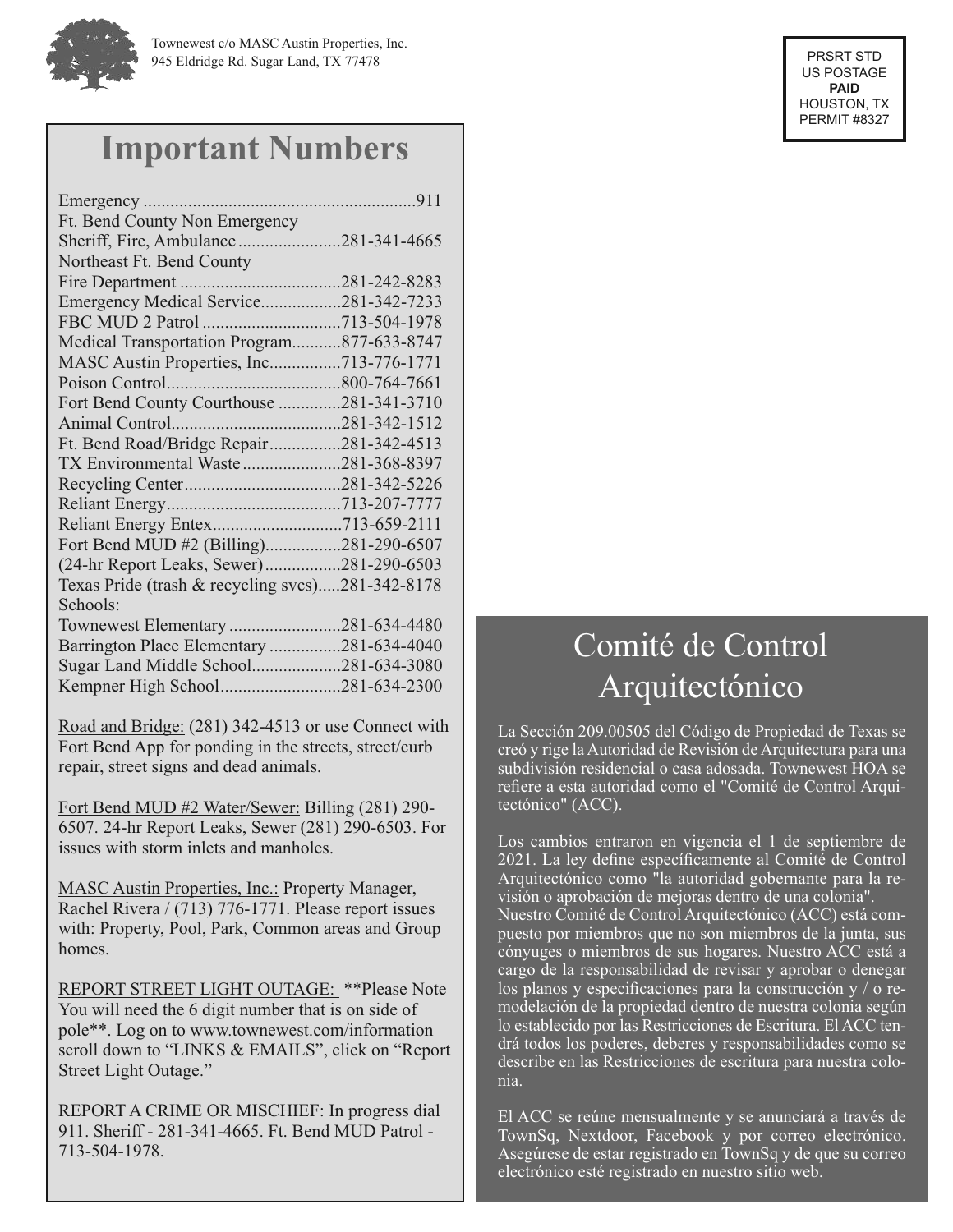Townewest c/o MASC Austin Properties, Inc.
945 Eldridge Rd. Sugar Land, TX 77478

PRSRT STD
US POSTAGE
**PAID**
HOUSTON, TX
PERMIT #8327

# Important Numbers

Emergency ............................................................911
Ft. Bend County Non Emergency
Sheriff, Fire, Ambulance.......................281-341-4665
Northeast Ft. Bend County
Fire Department ....................................281-242-8283
Emergency Medical Service..................281-342-7233
FBC MUD 2 Patrol ...............................713-504-1978
Medical Transportation Program...........877-633-8747
MASC Austin Properties, Inc................713-776-1771
Poison Control.......................................800-764-7661
Fort Bend County Courthouse ..............281-341-3710
Animal Control......................................281-342-1512
Ft. Bend Road/Bridge Repair................281-342-4513
TX Environmental Waste......................281-368-8397
Recycling Center...................................281-342-5226
Reliant Energy.......................................713-207-7777
Reliant Energy Entex............................713-659-2111
Fort Bend MUD #2 (Billing).................281-290-6507
(24-hr Report Leaks, Sewer).................281-290-6503
Texas Pride (trash & recycling svcs).....281-342-8178
Schools:
Townewest Elementary .........................281-634-4480
Barrington Place Elementary ................281-634-4040
Sugar Land Middle School....................281-634-3080
Kempner High School...........................281-634-2300

Road and Bridge: (281) 342-4513 or use Connect with Fort Bend App for ponding in the streets, street/curb repair, street signs and dead animals.

Fort Bend MUD #2 Water/Sewer: Billing (281) 290-6507. 24-hr Report Leaks, Sewer (281) 290-6503. For issues with storm inlets and manholes.

MASC Austin Properties, Inc.: Property Manager, Rachel Rivera / (713) 776-1771. Please report issues with: Property, Pool, Park, Common areas and Group homes.

REPORT STREET LIGHT OUTAGE: **Please Note You will need the 6 digit number that is on side of pole**. Log on to www.townewest.com/information scroll down to "LINKS & EMAILS", click on "Report Street Light Outage."

REPORT A CRIME OR MISCHIEF: In progress dial 911. Sheriff - 281-341-4665. Ft. Bend MUD Patrol - 713-504-1978.

# Comité de Control Arquitectónico

La Sección 209.00505 del Código de Propiedad de Texas se creó y rige la Autoridad de Revisión de Arquitectura para una subdivisión residencial o casa adosada. Townewest HOA se refiere a esta autoridad como el "Comité de Control Arquitectónico" (ACC).

Los cambios entraron en vigencia el 1 de septiembre de 2021. La ley define específicamente al Comité de Control Arquitectónico como "la autoridad gobernante para la revisión o aprobación de mejoras dentro de una colonia". Nuestro Comité de Control Arquitectónico (ACC) está compuesto por miembros que no son miembros de la junta, sus cónyuges o miembros de sus hogares. Nuestro ACC está a cargo de la responsabilidad de revisar y aprobar o denegar los planos y especificaciones para la construcción y / o remodelación de la propiedad dentro de nuestra colonia según lo establecido por las Restricciones de Escritura. El ACC tendrá todos los poderes, deberes y responsabilidades como se describe en las Restricciones de escritura para nuestra colonia.

El ACC se reúne mensualmente y se anunciará a través de TownSq, Nextdoor, Facebook y por correo electrónico. Asegúrese de estar registrado en TownSq y de que su correo electrónico esté registrado en nuestro sitio web.